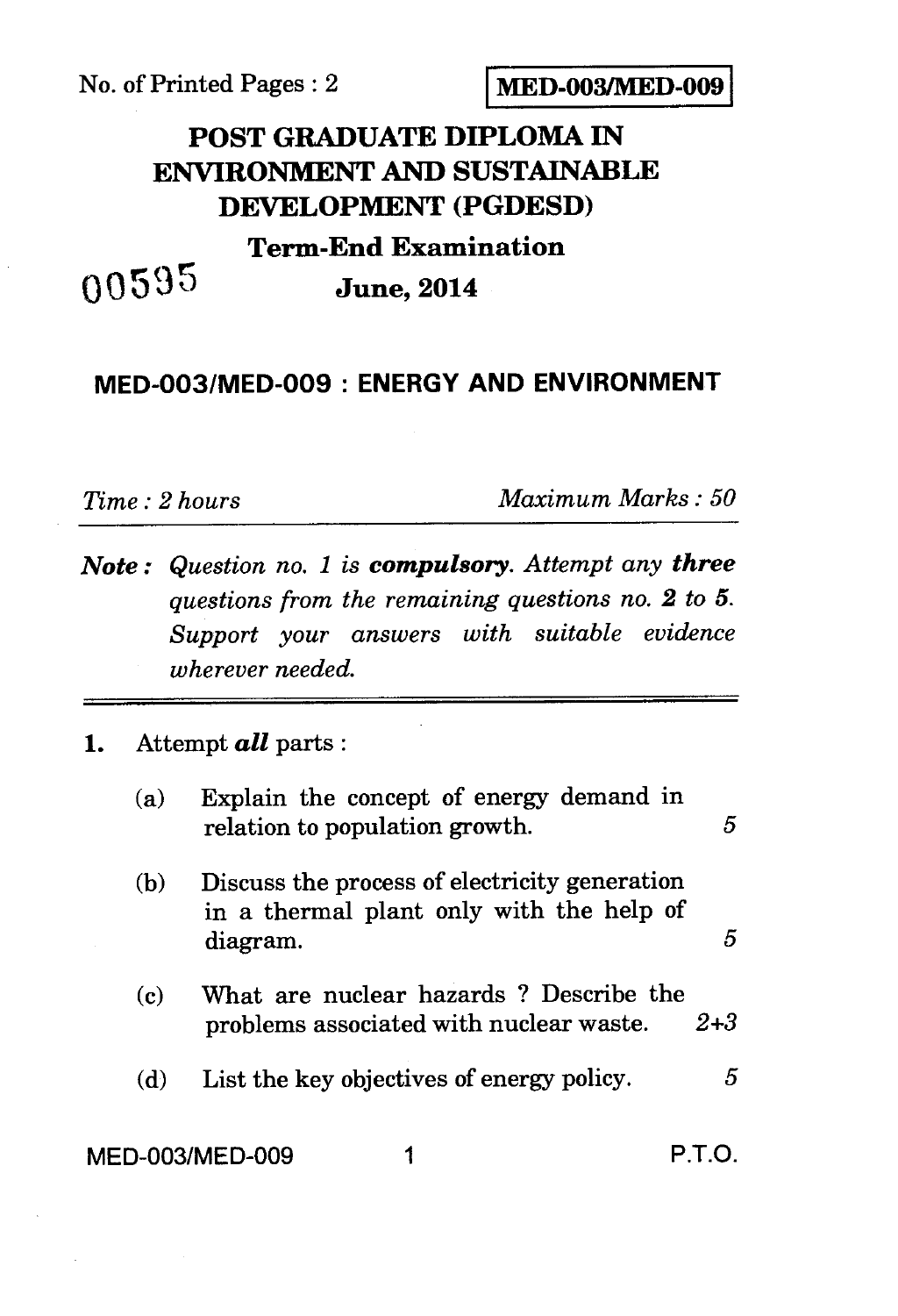No. of Printed Pages : 2

**MED-003/MED-009**

# POST GRADUATE DIPLOMA IN ENVIRONMENT AND SUSTAINABLE DEVELOPMENT (PGDESD)

## Term-End Examination

00595

**June, 2014**

## MED-003/MED-009 : ENERGY AND ENVIRONMENT

*Time : 2 hours* *Maximum Marks : 50*

***Note :*** *Question no. 1 is **compulsory**. Attempt any **three** questions from the remaining questions no. **2** to **5**. Support your answers with suitable evidence wherever needed.*

---

**1.** Attempt ***all*** parts :

(a) Explain the concept of energy demand in relation to population growth. 5

(b) Discuss the process of electricity generation in a thermal plant only with the help of diagram. 5

(c) What are nuclear hazards ? Describe the problems associated with nuclear waste. 2+3

(d) List the key objectives of energy policy. 5

P.T.O.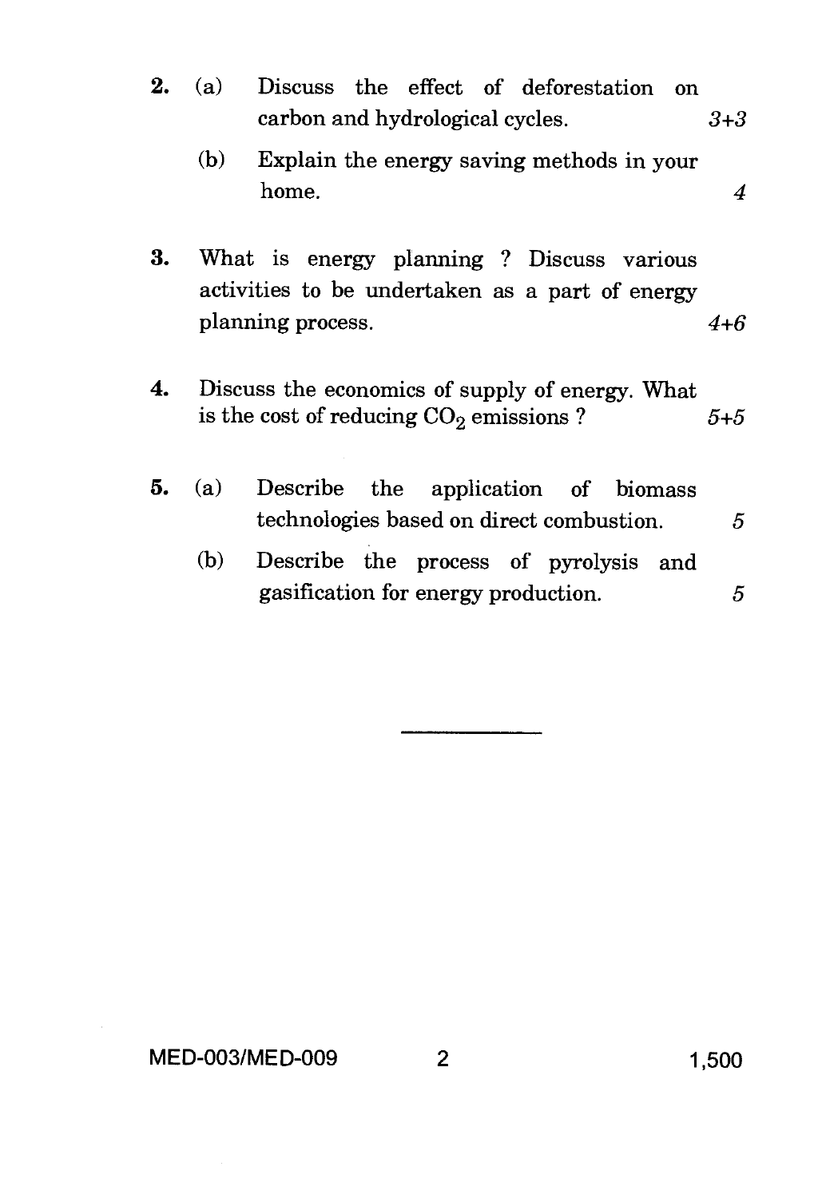2. (a) Discuss the effect of deforestation on carbon and hydrological cycles. *3+3*

   (b) Explain the energy saving methods in your home. *4*

3. What is energy planning ? Discuss various activities to be undertaken as a part of energy planning process. *4+6*

4. Discuss the economics of supply of energy. What is the cost of reducing $CO_2$ emissions ? *5+5*

5. (a) Describe the application of biomass technologies based on direct combustion. *5*

   (b) Describe the process of pyrolysis and gasification for energy production. *5*

---

MED-003/MED-009 1,500